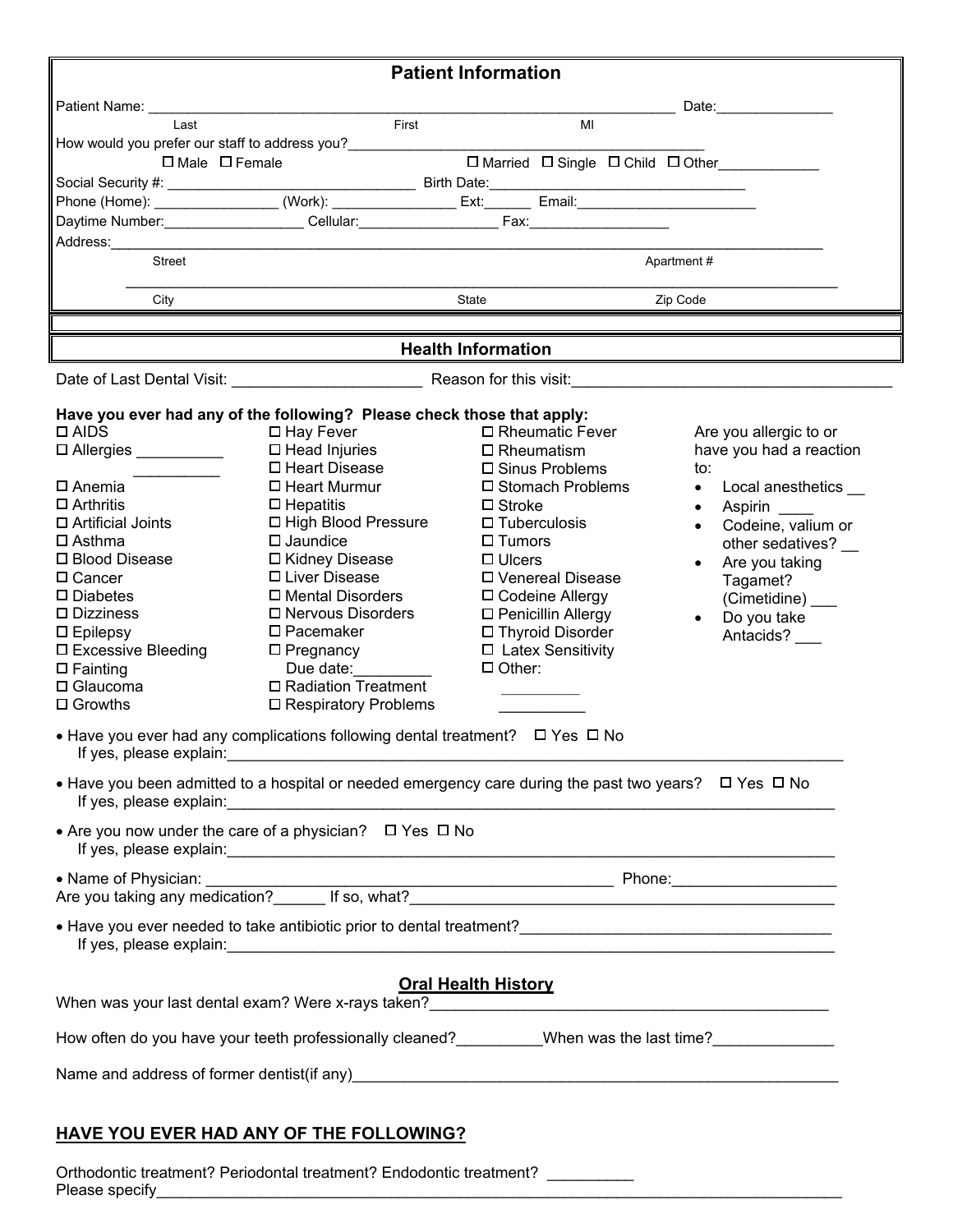# Patient Information

Patient Name: ________________________________________________________________ Date:_______________

Last First MI

How would you prefer our staff to address you?___________________________________________

☐ Male ☐ Female ☐ Married ☐ Single ☐ Child ☐ Other____________

Social Security #: ________________________________ Birth Date:__________________________________

Phone (Home): ________________ (Work): ________________ Ext:______ Email:________________________

Daytime Number:__________________ Cellular:__________________ Fax:__________________

Address:___________________________________________________________________________________________

Street Apartment #

___________________________________________________________________________________________

City State Zip Code

# Health Information

Date of Last Dental Visit: ______________________ Reason for this visit:______________________________________

**Have you ever had any of the following? Please check those that apply:**

- ☐ AIDS
- ☐ Allergies __________ __________
- ☐ Anemia
- ☐ Arthritis
- ☐ Artificial Joints
- ☐ Asthma
- ☐ Blood Disease
- ☐ Cancer
- ☐ Diabetes
- ☐ Dizziness
- ☐ Epilepsy
- ☐ Excessive Bleeding
- ☐ Fainting
- ☐ Glaucoma
- ☐ Growths
- ☐ Hay Fever
- ☐ Head Injuries
- ☐ Heart Disease
- ☐ Heart Murmur
- ☐ Hepatitis
- ☐ High Blood Pressure
- ☐ Jaundice
- ☐ Kidney Disease
- ☐ Liver Disease
- ☐ Mental Disorders
- ☐ Nervous Disorders
- ☐ Pacemaker
- ☐ Pregnancy Due date:_________
- ☐ Radiation Treatment
- ☐ Respiratory Problems
- ☐ Rheumatic Fever
- ☐ Rheumatism
- ☐ Sinus Problems
- ☐ Stomach Problems
- ☐ Stroke
- ☐ Tuberculosis
- ☐ Tumors
- ☐ Ulcers
- ☐ Venereal Disease
- ☐ Codeine Allergy
- ☐ Penicillin Allergy
- ☐ Thyroid Disorder
- ☐ Latex Sensitivity
- ☐ Other: __________ __________

Are you allergic to or have you had a reaction to:

- Local anesthetics __
- Aspirin ____
- Codeine, valium or other sedatives? __
- Are you taking Tagamet? (Cimetidine) ___
- Do you take Antacids? ___

- Have you ever had any complications following dental treatment? ☐ Yes ☐ No
  If yes, please explain:___________________________________________________________________________
- Have you been admitted to a hospital or needed emergency care during the past two years? ☐ Yes ☐ No
  If yes, please explain:___________________________________________________________________________
- Are you now under the care of a physician? ☐ Yes ☐ No
  If yes, please explain:___________________________________________________________________________
- Name of Physician: _______________________________________________ Phone:__________________

Are you taking any medication?______ If so, what?__________________________________________________

- Have you ever needed to take antibiotic prior to dental treatment?___________________________________
  If yes, please explain:___________________________________________________________________________

## Oral Health History

When was your last dental exam? Were x-rays taken?_______________________________________________

How often do you have your teeth professionally cleaned?__________When was the last time?______________

Name and address of former dentist(if any)__________________________________________________________

## HAVE YOU EVER HAD ANY OF THE FOLLOWING?

Orthodontic treatment? Periodontal treatment? Endodontic treatment? __________

Please specify______________________________________________________________________________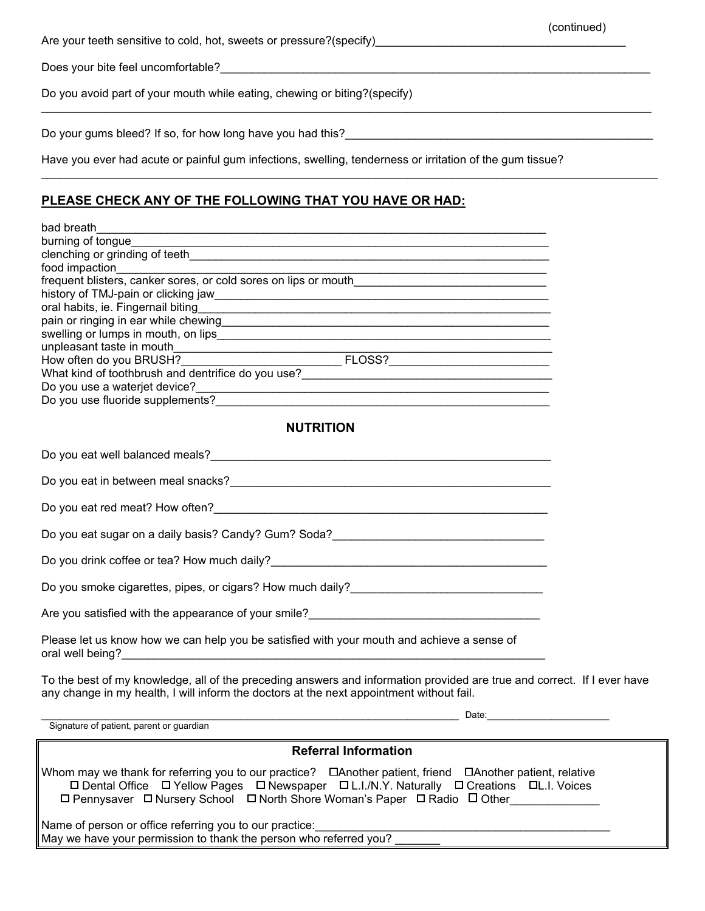(continued)

Are your teeth sensitive to cold, hot, sweets or pressure?(specify)________________________________________

Does your bite feel uncomfortable?______________________________________________________________________

Do you avoid part of your mouth while eating, chewing or biting?(specify)

____________________________________________________________________________________________________

Do your gums bleed? If so, for how long have you had this?_________________________________________________

Have you ever had acute or painful gum infections, swelling, tenderness or irritation of the gum tissue?

____________________________________________________________________________________________________

## PLEASE CHECK ANY OF THE FOLLOWING THAT YOU HAVE OR HAD:

bad breath__________________________________________________________________________
burning of tongue____________________________________________________________________
clenching or grinding of teeth____________________________________________________________
food impaction_______________________________________________________________________
frequent blisters, canker sores, or cold sores on lips or mouth______________________________
history of TMJ-pain or clicking jaw_______________________________________________________
oral habits, ie. Fingernail biting__________________________________________________________
pain or ringing in ear while chewing_______________________________________________________
swelling or lumps in mouth, on lips________________________________________________________
unpleasant taste in mouth_______________________________________________________________
How often do you BRUSH?__________________________ FLOSS?_________________________
What kind of toothbrush and dentrifice do you use?__________________________________________
Do you use a waterjet device?____________________________________________________________
Do you use fluoride supplements?_________________________________________________________

## NUTRITION

Do you eat well balanced meals?___________________________________________________________

Do you eat in between meal snacks?_______________________________________________________

Do you eat red meat? How often?__________________________________________________________

Do you eat sugar on a daily basis? Candy? Gum? Soda?_______________________________________

Do you drink coffee or tea? How much daily?_________________________________________________

Do you smoke cigarettes, pipes, or cigars? How much daily?____________________________________

Are you satisfied with the appearance of your smile?___________________________________________

Please let us know how we can help you be satisfied with your mouth and achieve a sense of oral well being?___________________________________________________________________________

To the best of my knowledge, all of the preceding answers and information provided are true and correct. If I ever have any change in my health, I will inform the doctors at the next appointment without fail.

____________________________________________________________________________ Date:______________________
Signature of patient, parent or guardian

### Referral Information

Whom may we thank for referring you to our practice? ☐Another patient, friend ☐Another patient, relative
☐ Dental Office ☐ Yellow Pages ☐ Newspaper ☐ L.I./N.Y. Naturally ☐ Creations ☐L.I. Voices
☐ Pennysaver ☐ Nursery School ☐ North Shore Woman's Paper ☐ Radio ☐ Other______________

Name of person or office referring you to our practice:_______________________________________________
May we have your permission to thank the person who referred you? _______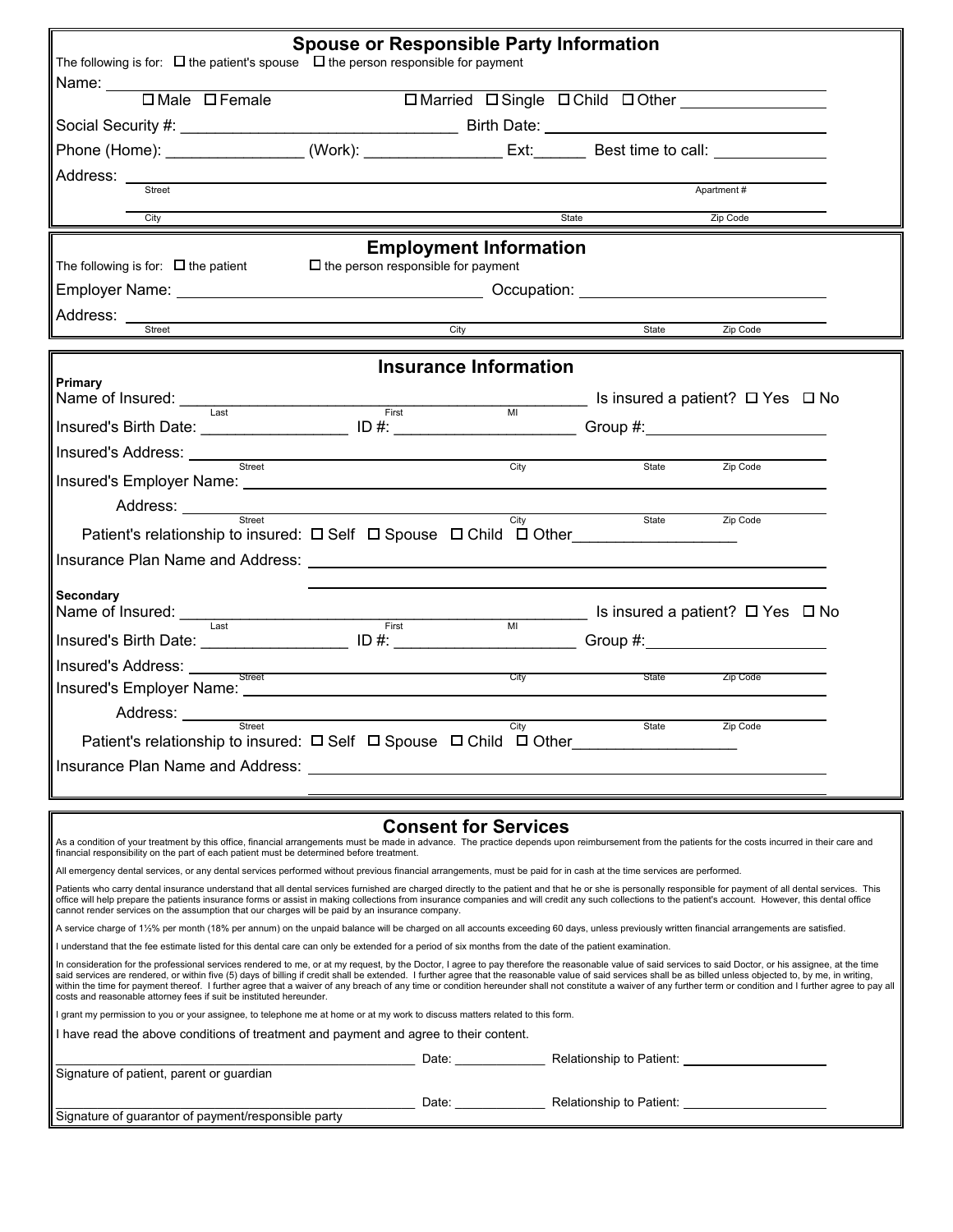## Spouse or Responsible Party Information

The following is for: ☐ the patient's spouse ☐ the person responsible for payment

Name: ______________________________

☐ Male ☐ Female ☐ Married ☐ Single ☐ Child ☐ Other ________________

Social Security #: ______________________________ Birth Date: ______________________________

Phone (Home): ________________ (Work): ________________ Ext:______ Best time to call: ____________

Address: ______________________________
Street Apartment #

______________________________
City State Zip Code

## Employment Information

The following is for: ☐ the patient ☐ the person responsible for payment

Employer Name: ______________________________ Occupation: ______________________________

Address: ______________________________
Street City State Zip Code

## Insurance Information

**Primary**

Name of Insured: ______________________________ Is insured a patient? ☐ Yes ☐ No
Last First MI

Insured's Birth Date: ________________ ID #: ____________________ Group #:____________________

Insured's Address: ______________________________
Street City State Zip Code

Insured's Employer Name: ______________________________

Address: ______________________________
Street City State Zip Code

Patient's relationship to insured: ☐ Self ☐ Spouse ☐ Child ☐ Other__________________

Insurance Plan Name and Address: ______________________________

______________________________

**Secondary**

Name of Insured: ______________________________ Is insured a patient? ☐ Yes ☐ No
Last First MI

Insured's Birth Date: ________________ ID #: ____________________ Group #:____________________

Insured's Address: ______________________________
Street City State Zip Code

Insured's Employer Name: ______________________________

Address: ______________________________
Street City State Zip Code

Patient's relationship to insured: ☐ Self ☐ Spouse ☐ Child ☐ Other__________________

Insurance Plan Name and Address: ______________________________

______________________________

## Consent for Services

As a condition of your treatment by this office, financial arrangements must be made in advance. The practice depends upon reimbursement from the patients for the costs incurred in their care and financial responsibility on the part of each patient must be determined before treatment.

All emergency dental services, or any dental services performed without previous financial arrangements, must be paid for in cash at the time services are performed.

Patients who carry dental insurance understand that all dental services furnished are charged directly to the patient and that he or she is personally responsible for payment of all dental services. This office will help prepare the patients insurance forms or assist in making collections from insurance companies and will credit any such collections to the patient's account. However, this dental office cannot render services on the assumption that our charges will be paid by an insurance company.

A service charge of 1½% per month (18% per annum) on the unpaid balance will be charged on all accounts exceeding 60 days, unless previously written financial arrangements are satisfied.

I understand that the fee estimate listed for this dental care can only be extended for a period of six months from the date of the patient examination.

In consideration for the professional services rendered to me, or at my request, by the Doctor, I agree to pay therefore the reasonable value of said services to said Doctor, or his assignee, at the time said services are rendered, or within five (5) days of billing if credit shall be extended. I further agree that the reasonable value of said services shall be as billed unless objected to, by me, in writing, within the time for payment thereof. I further agree that a waiver of any breach of any time or condition hereunder shall not constitute a waiver of any further term or condition and I further agree to pay all costs and reasonable attorney fees if suit be instituted hereunder.

I grant my permission to you or your assignee, to telephone me at home or at my work to discuss matters related to this form.

I have read the above conditions of treatment and payment and agree to their content.

______________________________ Date: ____________ Relationship to Patient: ____________________
Signature of patient, parent or guardian

______________________________ Date: ____________ Relationship to Patient: ____________________
Signature of guarantor of payment/responsible party